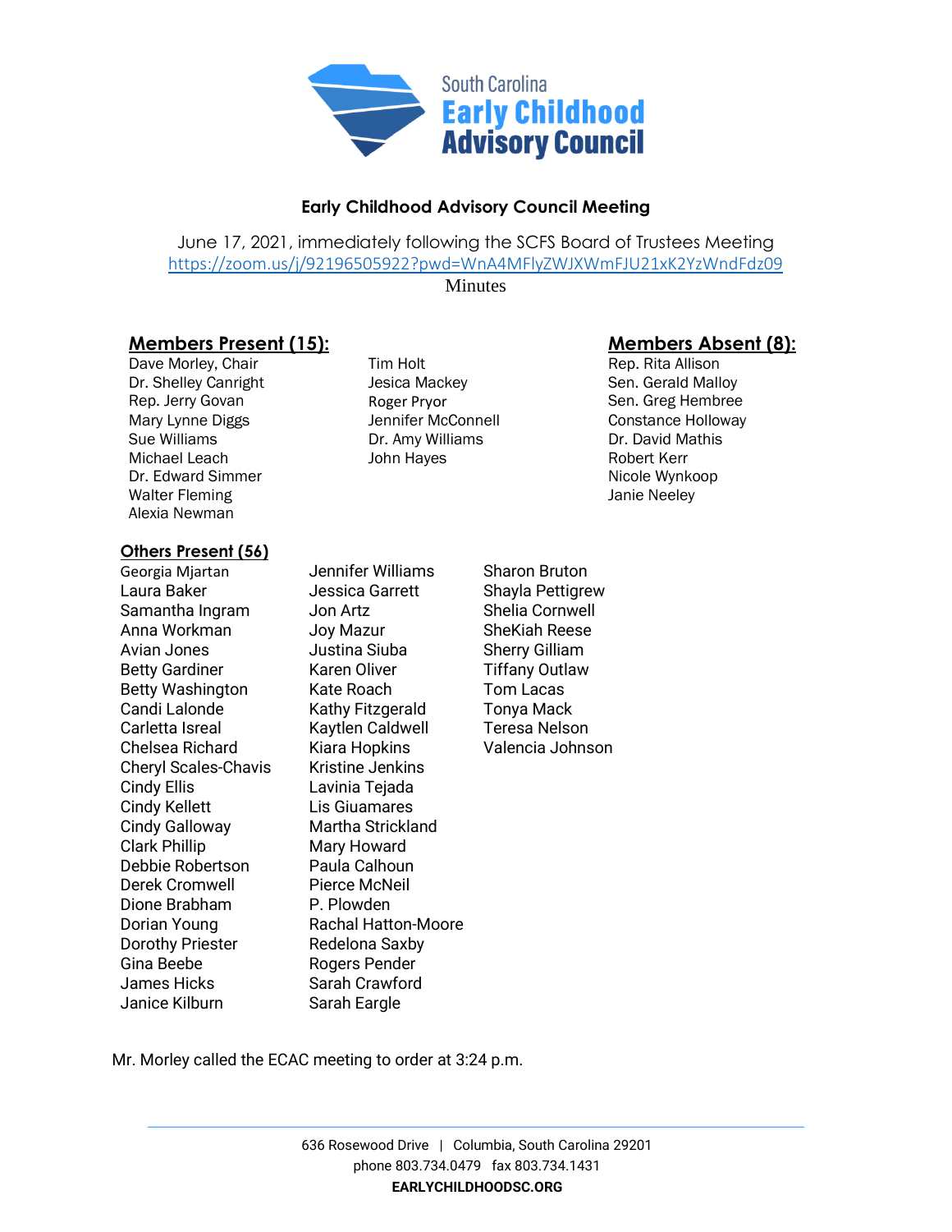# Early Childhood Advisory Council Meeting

June 17, 2021, immediately following the SCFS Board of Trustees Meeting
https://zoom.us/j/92196505922?pwd=WnA4MFlyZWJXWmFJU21xK2YzWndFdz09

Minutes

**Members Present (15):**

Dave Morley, Chair
Dr. Shelley Canright
Rep. Jerry Govan
Mary Lynne Diggs
Sue Williams
Michael Leach
Dr. Edward Simmer
Walter Fleming
Alexia Newman
Tim Holt
Jesica Mackey
Roger Pryor
Jennifer McConnell
Dr. Amy Williams
John Hayes

**Members Absent (8):**

Rep. Rita Allison
Sen. Gerald Malloy
Sen. Greg Hembree
Constance Holloway
Dr. David Mathis
Robert Kerr
Nicole Wynkoop
Janie Neeley

**Others Present (56)**

Georgia Mjartan
Laura Baker
Samantha Ingram
Anna Workman
Avian Jones
Betty Gardiner
Betty Washington
Candi Lalonde
Carletta Isreal
Chelsea Richard
Cheryl Scales-Chavis
Cindy Ellis
Cindy Kellett
Cindy Galloway
Clark Phillip
Debbie Robertson
Derek Cromwell
Dione Brabham
Dorian Young
Dorothy Priester
Gina Beebe
James Hicks
Janice Kilburn
Jennifer Williams
Jessica Garrett
Jon Artz
Joy Mazur
Justina Siuba
Karen Oliver
Kate Roach
Kathy Fitzgerald
Kaytlen Caldwell
Kiara Hopkins
Kristine Jenkins
Lavinia Tejada
Lis Giuamares
Martha Strickland
Mary Howard
Paula Calhoun
Pierce McNeil
P. Plowden
Rachal Hatton-Moore
Redelona Saxby
Rogers Pender
Sarah Crawford
Sarah Eargle
Sharon Bruton
Shayla Pettigrew
Shelia Cornwell
SheKiah Reese
Sherry Gilliam
Tiffany Outlaw
Tom Lacas
Tonya Mack
Teresa Nelson
Valencia Johnson

Mr. Morley called the ECAC meeting to order at 3:24 p.m.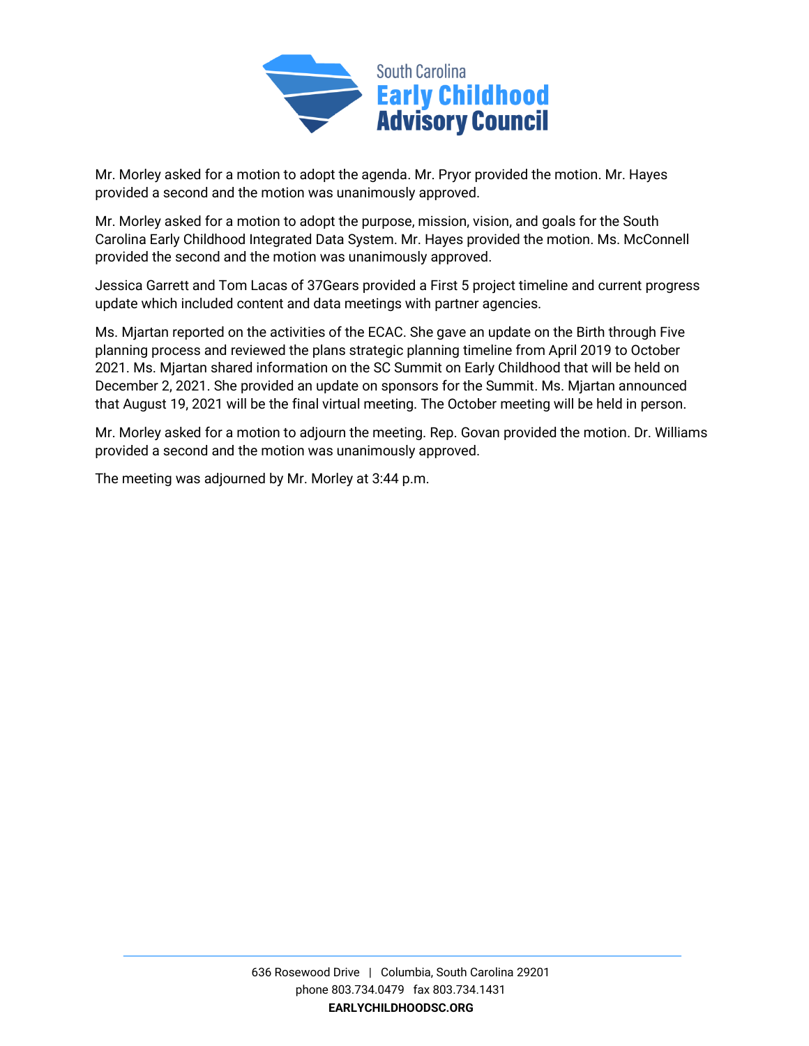Mr. Morley asked for a motion to adopt the agenda. Mr. Pryor provided the motion. Mr. Hayes provided a second and the motion was unanimously approved.

Mr. Morley asked for a motion to adopt the purpose, mission, vision, and goals for the South Carolina Early Childhood Integrated Data System. Mr. Hayes provided the motion. Ms. McConnell provided the second and the motion was unanimously approved.

Jessica Garrett and Tom Lacas of 37Gears provided a First 5 project timeline and current progress update which included content and data meetings with partner agencies.

Ms. Mjartan reported on the activities of the ECAC. She gave an update on the Birth through Five planning process and reviewed the plans strategic planning timeline from April 2019 to October 2021. Ms. Mjartan shared information on the SC Summit on Early Childhood that will be held on December 2, 2021. She provided an update on sponsors for the Summit. Ms. Mjartan announced that August 19, 2021 will be the final virtual meeting. The October meeting will be held in person.

Mr. Morley asked for a motion to adjourn the meeting. Rep. Govan provided the motion. Dr. Williams provided a second and the motion was unanimously approved.

The meeting was adjourned by Mr. Morley at 3:44 p.m.